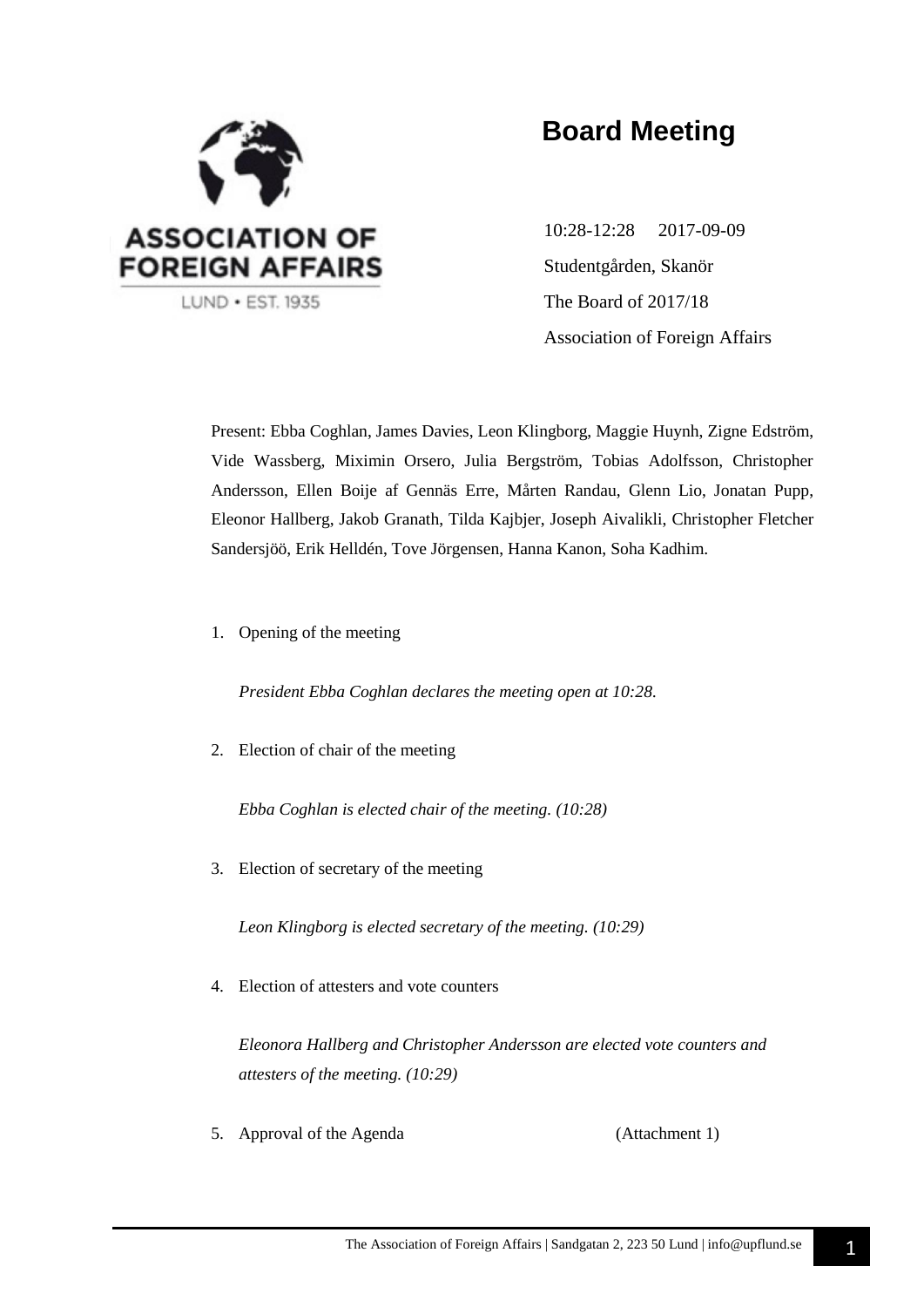ASSOCIATION OF FOREIGN AFFAIRS

LUND • EST. 1935

# Board Meeting

10:28-12:28 2017-09-09

Studentgården, Skanör

The Board of 2017/18

Association of Foreign Affairs

Present: Ebba Coghlan, James Davies, Leon Klingborg, Maggie Huynh, Zigne Edström, Vide Wassberg, Miximin Orsero, Julia Bergström, Tobias Adolfsson, Christopher Andersson, Ellen Boije af Gennäs Erre, Mårten Randau, Glenn Lio, Jonatan Pupp, Eleonor Hallberg, Jakob Granath, Tilda Kajbjer, Joseph Aivalikli, Christopher Fletcher Sandersjöö, Erik Helldén, Tove Jörgensen, Hanna Kanon, Soha Kadhim.

1. Opening of the meeting

   *President Ebba Coghlan declares the meeting open at 10:28.*

2. Election of chair of the meeting

   *Ebba Coghlan is elected chair of the meeting. (10:28)*

3. Election of secretary of the meeting

   *Leon Klingborg is elected secretary of the meeting. (10:29)*

4. Election of attesters and vote counters

   *Eleonora Hallberg and Christopher Andersson are elected vote counters and attesters of the meeting. (10:29)*

5. Approval of the Agenda (Attachment 1)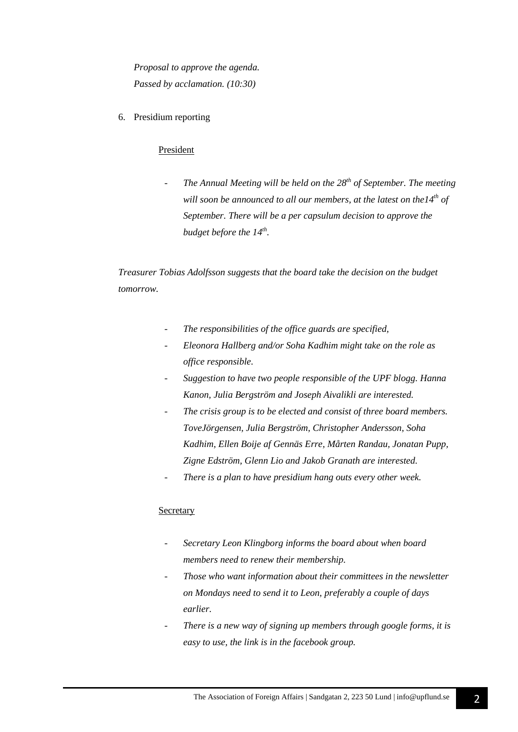*Proposal to approve the agenda.*
*Passed by acclamation. (10:30)*

6. Presidium reporting

President

- *The Annual Meeting will be held on the 28th of September. The meeting will soon be announced to all our members, at the latest on the14th of September. There will be a per capsulum decision to approve the budget before the 14th.*

*Treasurer Tobias Adolfsson suggests that the board take the decision on the budget tomorrow.*

- *The responsibilities of the office guards are specified,*
- *Eleonora Hallberg and/or Soha Kadhim might take on the role as office responsible.*
- *Suggestion to have two people responsible of the UPF blogg. Hanna Kanon, Julia Bergström and Joseph Aivalikli are interested.*
- *The crisis group is to be elected and consist of three board members. ToveJörgensen, Julia Bergström, Christopher Andersson, Soha Kadhim, Ellen Boije af Gennäs Erre, Mårten Randau, Jonatan Pupp, Zigne Edström, Glenn Lio and Jakob Granath are interested.*
- *There is a plan to have presidium hang outs every other week.*

Secretary

- *Secretary Leon Klingborg informs the board about when board members need to renew their membership.*
- *Those who want information about their committees in the newsletter on Mondays need to send it to Leon, preferably a couple of days earlier.*
- *There is a new way of signing up members through google forms, it is easy to use, the link is in the facebook group.*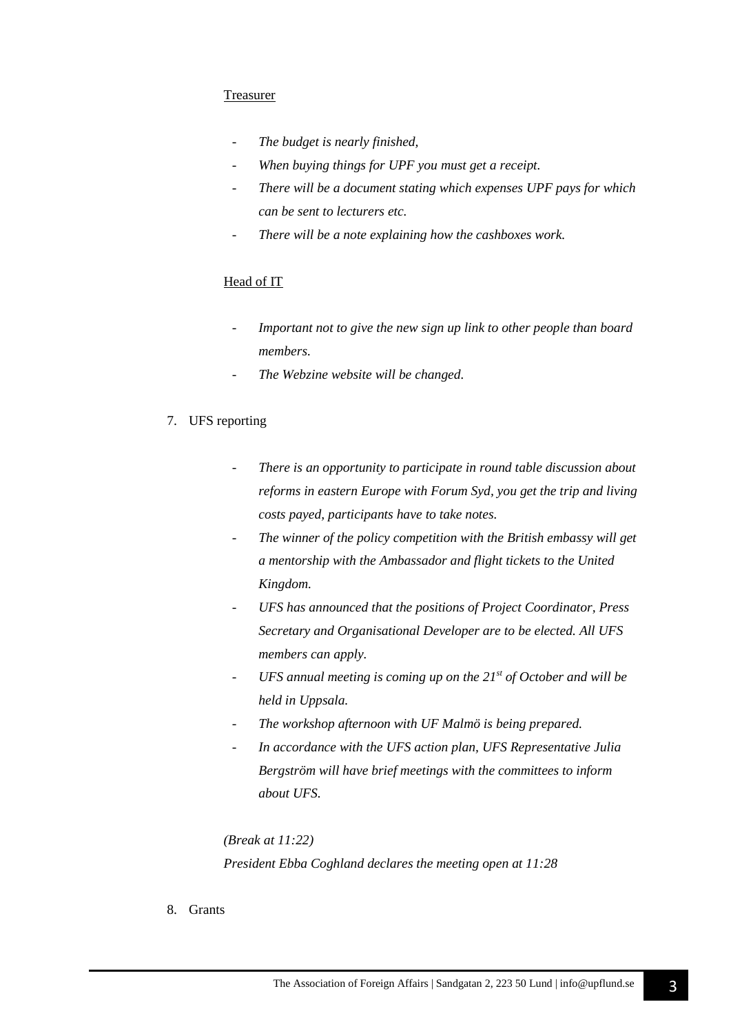Treasurer

- *The budget is nearly finished,*
- *When buying things for UPF you must get a receipt.*
- *There will be a document stating which expenses UPF pays for which can be sent to lecturers etc.*
- *There will be a note explaining how the cashboxes work.*

Head of IT

- *Important not to give the new sign up link to other people than board members.*
- *The Webzine website will be changed.*

7. UFS reporting

- *There is an opportunity to participate in round table discussion about reforms in eastern Europe with Forum Syd, you get the trip and living costs payed, participants have to take notes.*
- *The winner of the policy competition with the British embassy will get a mentorship with the Ambassador and flight tickets to the United Kingdom.*
- *UFS has announced that the positions of Project Coordinator, Press Secretary and Organisational Developer are to be elected. All UFS members can apply.*
- *UFS annual meeting is coming up on the 21st of October and will be held in Uppsala.*
- *The workshop afternoon with UF Malmö is being prepared.*
- *In accordance with the UFS action plan, UFS Representative Julia Bergström will have brief meetings with the committees to inform about UFS.*

*(Break at 11:22)*

*President Ebba Coghland declares the meeting open at 11:28*

8. Grants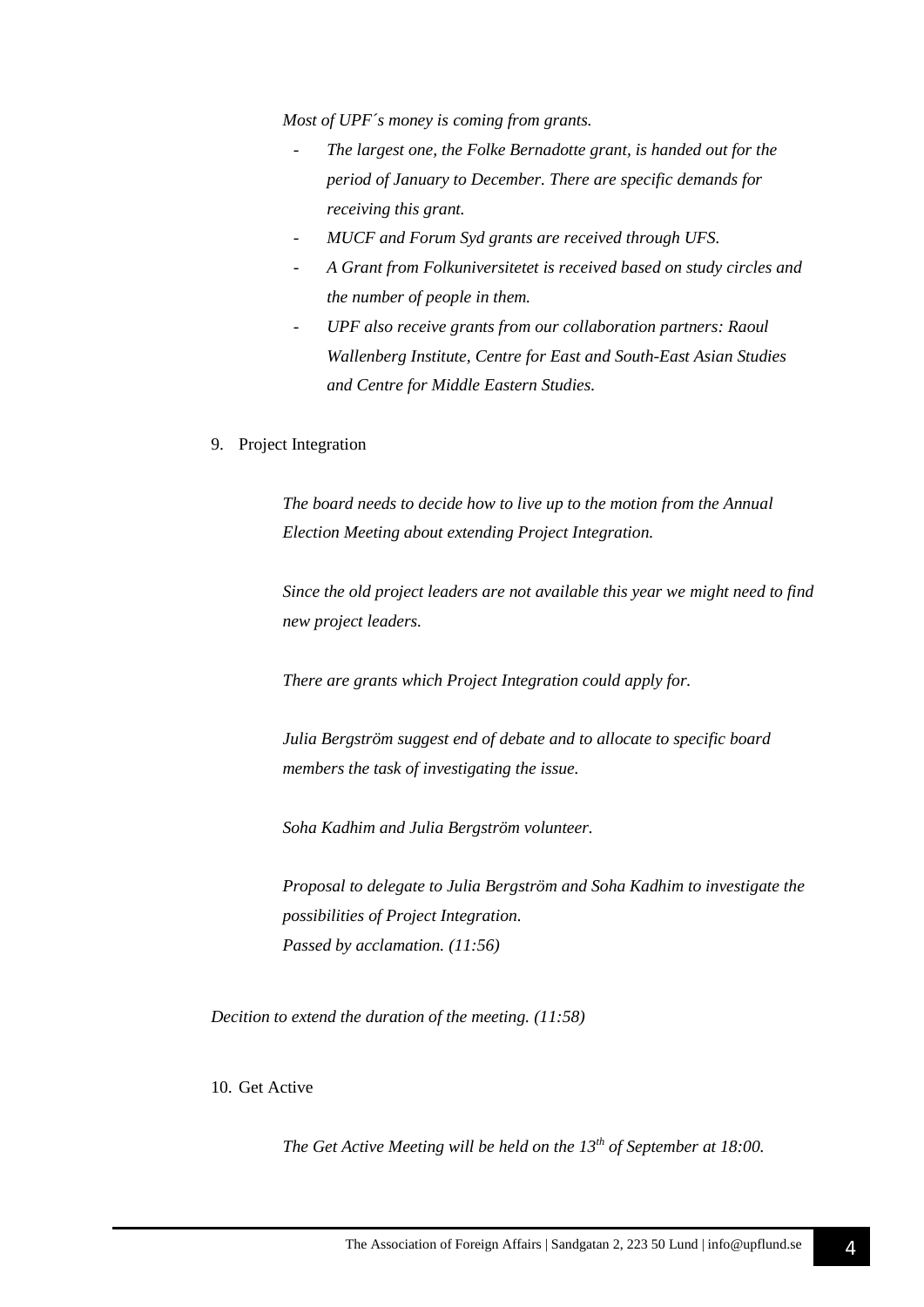*Most of UPF´s money is coming from grants.*

- *The largest one, the Folke Bernadotte grant, is handed out for the period of January to December. There are specific demands for receiving this grant.*
- *MUCF and Forum Syd grants are received through UFS.*
- *A Grant from Folkuniversitetet is received based on study circles and the number of people in them.*
- *UPF also receive grants from our collaboration partners: Raoul Wallenberg Institute, Centre for East and South-East Asian Studies and Centre for Middle Eastern Studies.*

9. Project Integration

*The board needs to decide how to live up to the motion from the Annual Election Meeting about extending Project Integration.*

*Since the old project leaders are not available this year we might need to find new project leaders.*

*There are grants which Project Integration could apply for.*

*Julia Bergström suggest end of debate and to allocate to specific board members the task of investigating the issue.*

*Soha Kadhim and Julia Bergström volunteer.*

*Proposal to delegate to Julia Bergström and Soha Kadhim to investigate the possibilities of Project Integration.*
*Passed by acclamation. (11:56)*

*Decition to extend the duration of the meeting. (11:58)*

10. Get Active

*The Get Active Meeting will be held on the 13th of September at 18:00.*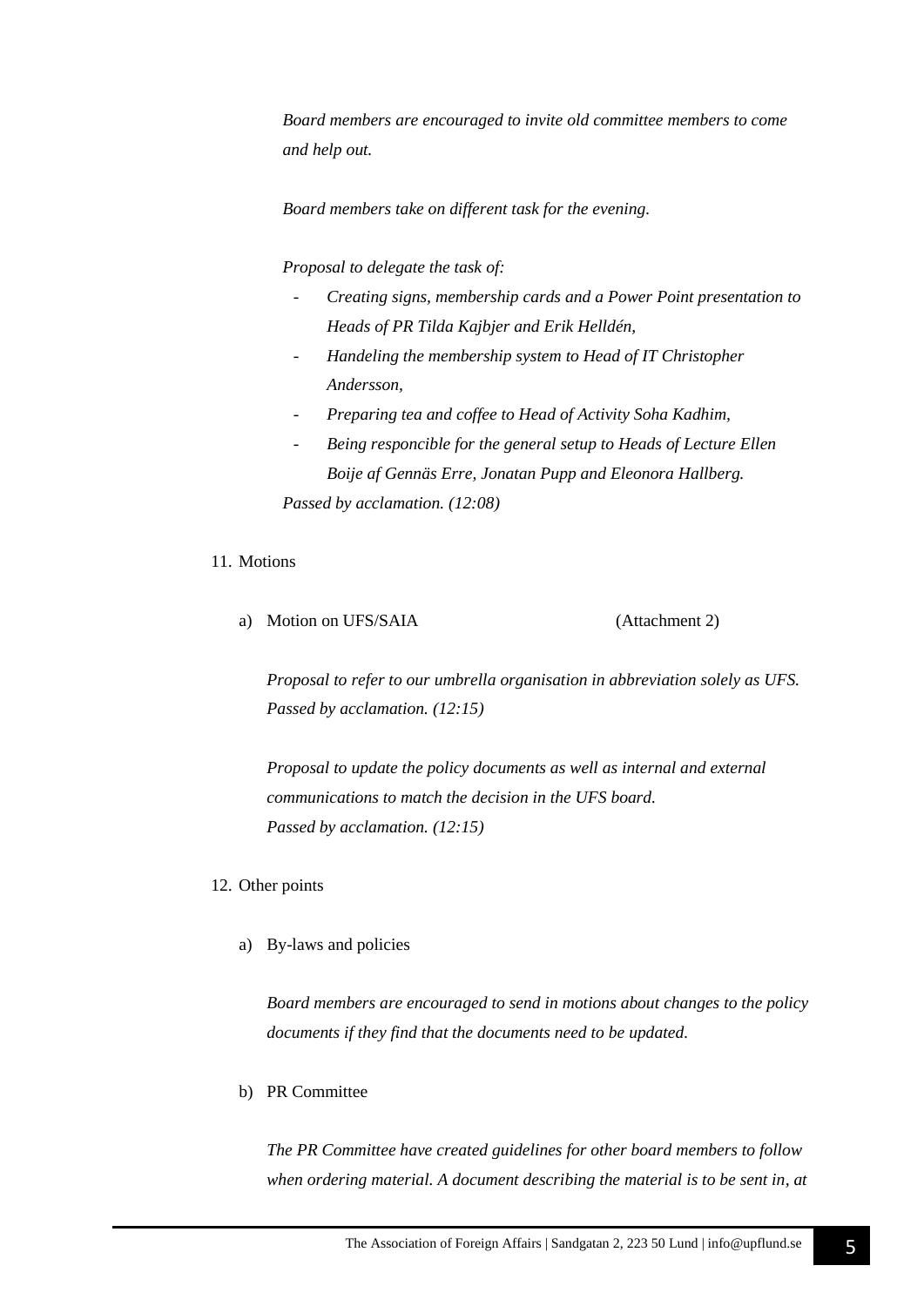*Board members are encouraged to invite old committee members to come and help out.*

*Board members take on different task for the evening.*

*Proposal to delegate the task of:*

- *Creating signs, membership cards and a Power Point presentation to Heads of PR Tilda Kajbjer and Erik Helldén,*
- *Handeling the membership system to Head of IT Christopher Andersson,*
- *Preparing tea and coffee to Head of Activity Soha Kadhim,*
- *Being responcible for the general setup to Heads of Lecture Ellen Boije af Gennäs Erre, Jonatan Pupp and Eleonora Hallberg.*

*Passed by acclamation. (12:08)*

11. Motions

   a) Motion on UFS/SAIA (Attachment 2)

   *Proposal to refer to our umbrella organisation in abbreviation solely as UFS.*
   *Passed by acclamation. (12:15)*

   *Proposal to update the policy documents as well as internal and external communications to match the decision in the UFS board.*
   *Passed by acclamation. (12:15)*

12. Other points

   a) By-laws and policies

   *Board members are encouraged to send in motions about changes to the policy documents if they find that the documents need to be updated.*

   b) PR Committee

   *The PR Committee have created guidelines for other board members to follow when ordering material. A document describing the material is to be sent in, at*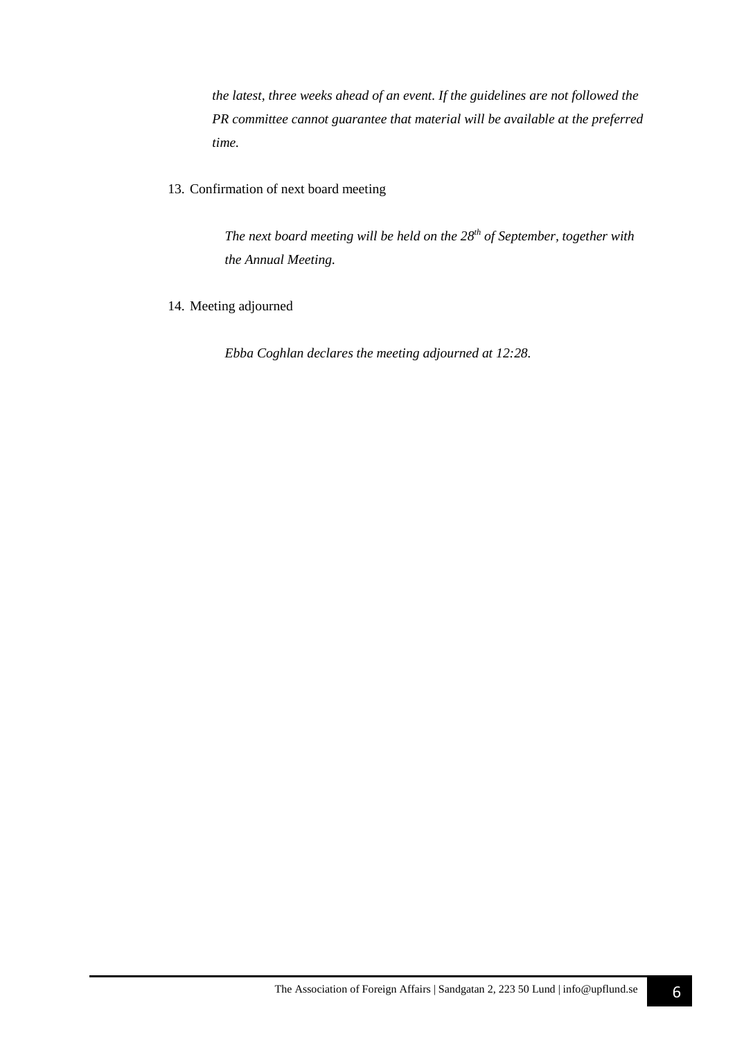*the latest, three weeks ahead of an event. If the guidelines are not followed the PR committee cannot guarantee that material will be available at the preferred time.*

13. Confirmation of next board meeting

    *The next board meeting will be held on the 28th of September, together with the Annual Meeting.*

14. Meeting adjourned

    *Ebba Coghlan declares the meeting adjourned at 12:28.*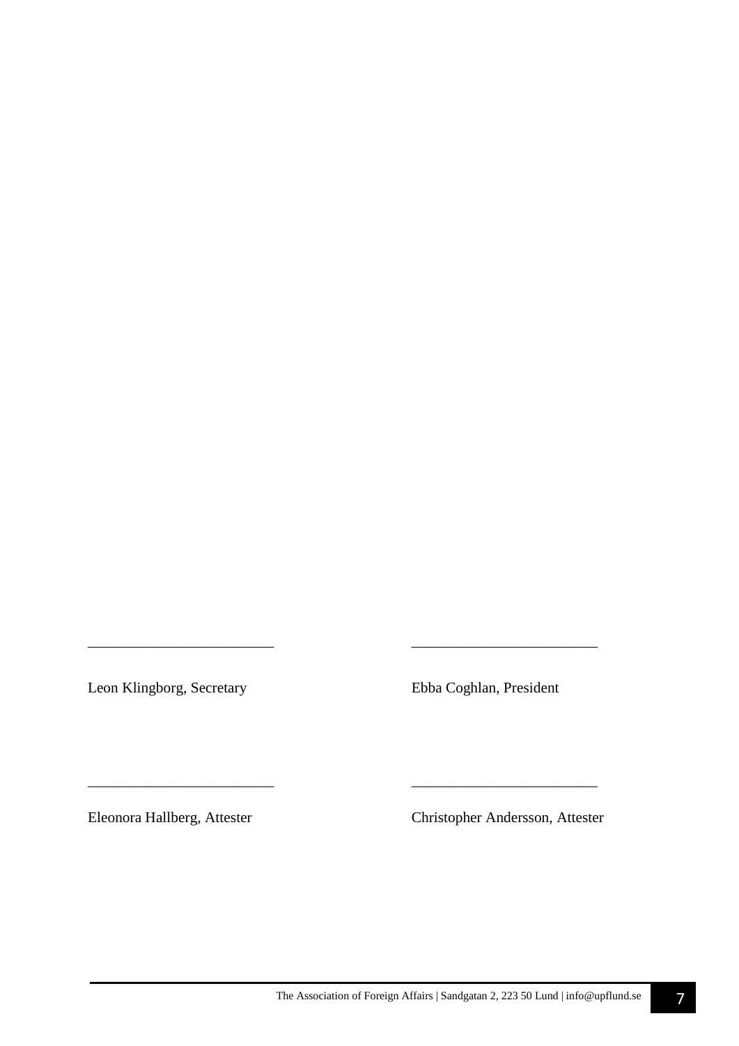_________________________ _________________________

Leon Klingborg, Secretary Ebba Coghlan, President

_________________________ _________________________

Eleonora Hallberg, Attester Christopher Andersson, Attester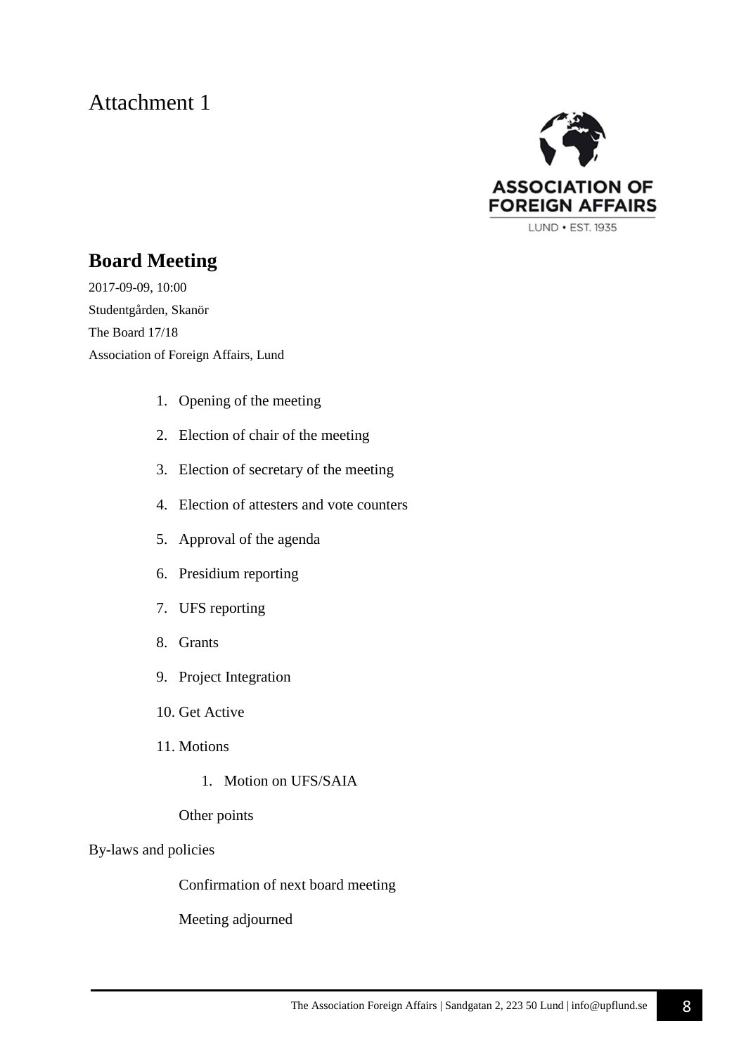# Attachment 1

ASSOCIATION OF FOREIGN AFFAIRS

LUND • EST. 1935

## Board Meeting

2017-09-09, 10:00

Studentgården, Skanör

The Board 17/18

Association of Foreign Affairs, Lund

1. Opening of the meeting
2. Election of chair of the meeting
3. Election of secretary of the meeting
4. Election of attesters and vote counters
5. Approval of the agenda
6. Presidium reporting
7. UFS reporting
8. Grants
9. Project Integration
10. Get Active
11. Motions
    1. Motion on UFS/SAIA

    Other points

By-laws and policies

Confirmation of next board meeting

Meeting adjourned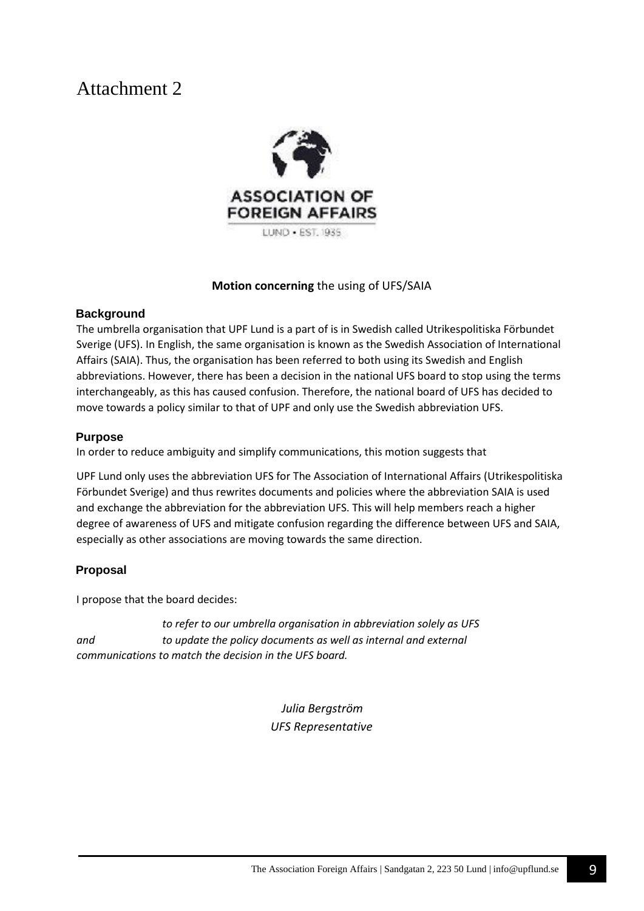# Attachment 2

ASSOCIATION OF FOREIGN AFFAIRS

LUND • EST. 1935

**Motion concerning** the using of UFS/SAIA

### Background

The umbrella organisation that UPF Lund is a part of is in Swedish called Utrikespolitiska Förbundet Sverige (UFS). In English, the same organisation is known as the Swedish Association of International Affairs (SAIA). Thus, the organisation has been referred to both using its Swedish and English abbreviations. However, there has been a decision in the national UFS board to stop using the terms interchangeably, as this has caused confusion. Therefore, the national board of UFS has decided to move towards a policy similar to that of UPF and only use the Swedish abbreviation UFS.

### Purpose

In order to reduce ambiguity and simplify communications, this motion suggests that

UPF Lund only uses the abbreviation UFS for The Association of International Affairs (Utrikespolitiska Förbundet Sverige) and thus rewrites documents and policies where the abbreviation SAIA is used and exchange the abbreviation for the abbreviation UFS. This will help members reach a higher degree of awareness of UFS and mitigate confusion regarding the difference between UFS and SAIA, especially as other associations are moving towards the same direction.

### Proposal

I propose that the board decides:

*to refer to our umbrella organisation in abbreviation solely as UFS*

*and to update the policy documents as well as internal and external communications to match the decision in the UFS board.*

*Julia Bergström*
*UFS Representative*